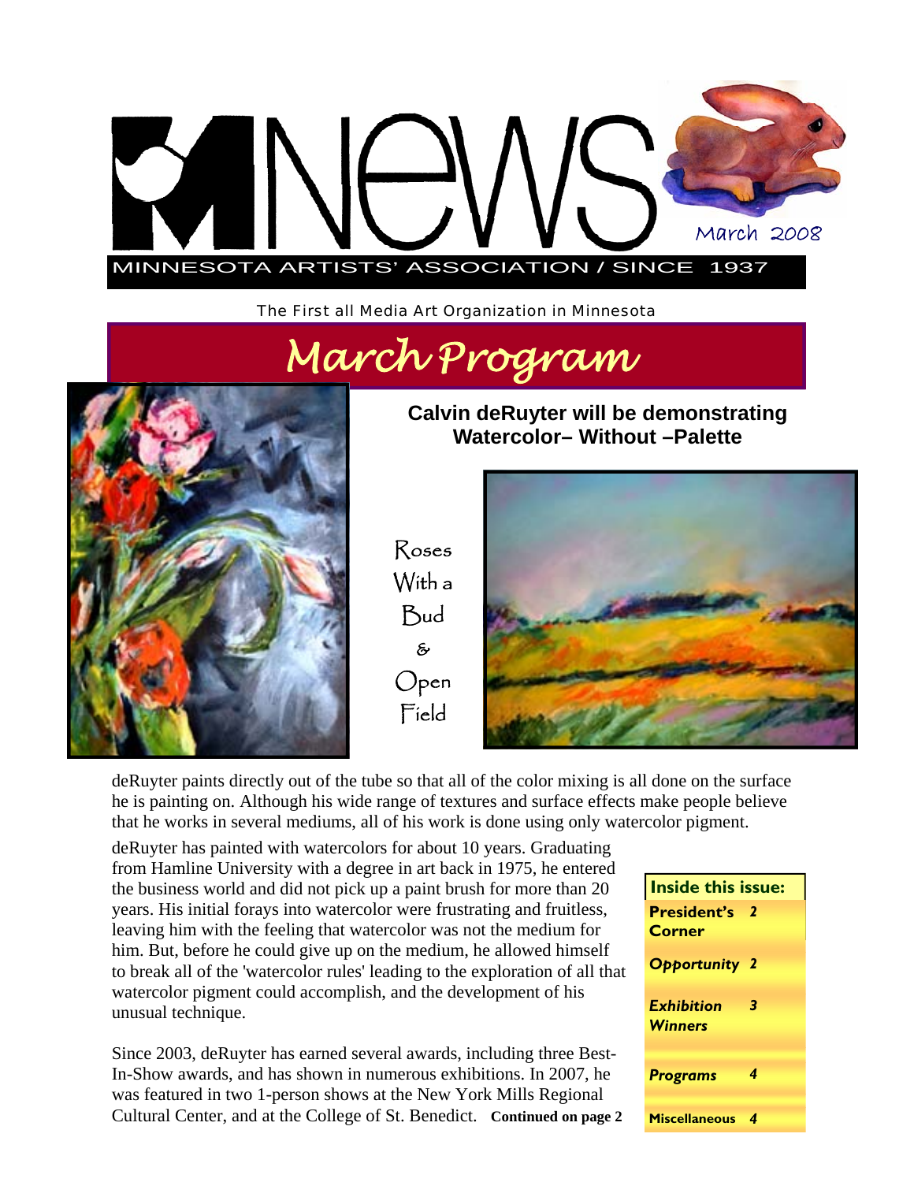# MNEWS

March 2008

MINNESOTA ARTISTS' ASSOCIATION / SINCE 1937

The First all Media Art Organization in Minnesota

## March Program

**Calvin deRuyter will be demonstrating Watercolor– Without –Palette**

Roses With a Bud & Open Field

deRuyter paints directly out of the tube so that all of the color mixing is all done on the surface he is painting on. Although his wide range of textures and surface effects make people believe that he works in several mediums, all of his work is done using only watercolor pigment.

deRuyter has painted with watercolors for about 10 years. Graduating from Hamline University with a degree in art back in 1975, he entered the business world and did not pick up a paint brush for more than 20 years. His initial forays into watercolor were frustrating and fruitless, leaving him with the feeling that watercolor was not the medium for him. But, before he could give up on the medium, he allowed himself to break all of the 'watercolor rules' leading to the exploration of all that watercolor pigment could accomplish, and the development of his unusual technique.

Since 2003, deRuyter has earned several awards, including three Best-In-Show awards, and has shown in numerous exhibitions. In 2007, he was featured in two 1-person shows at the New York Mills Regional Cultural Center, and at the College of St. Benedict. **Continued on page 2**

| Inside this issue: | |
|---|---|
| **President's Corner** | **2** |
| ***Opportunity*** | **2** |
| ***Exhibition Winners*** | **3** |
| ***Programs*** | **4** |
| **Miscellaneous** | **4** |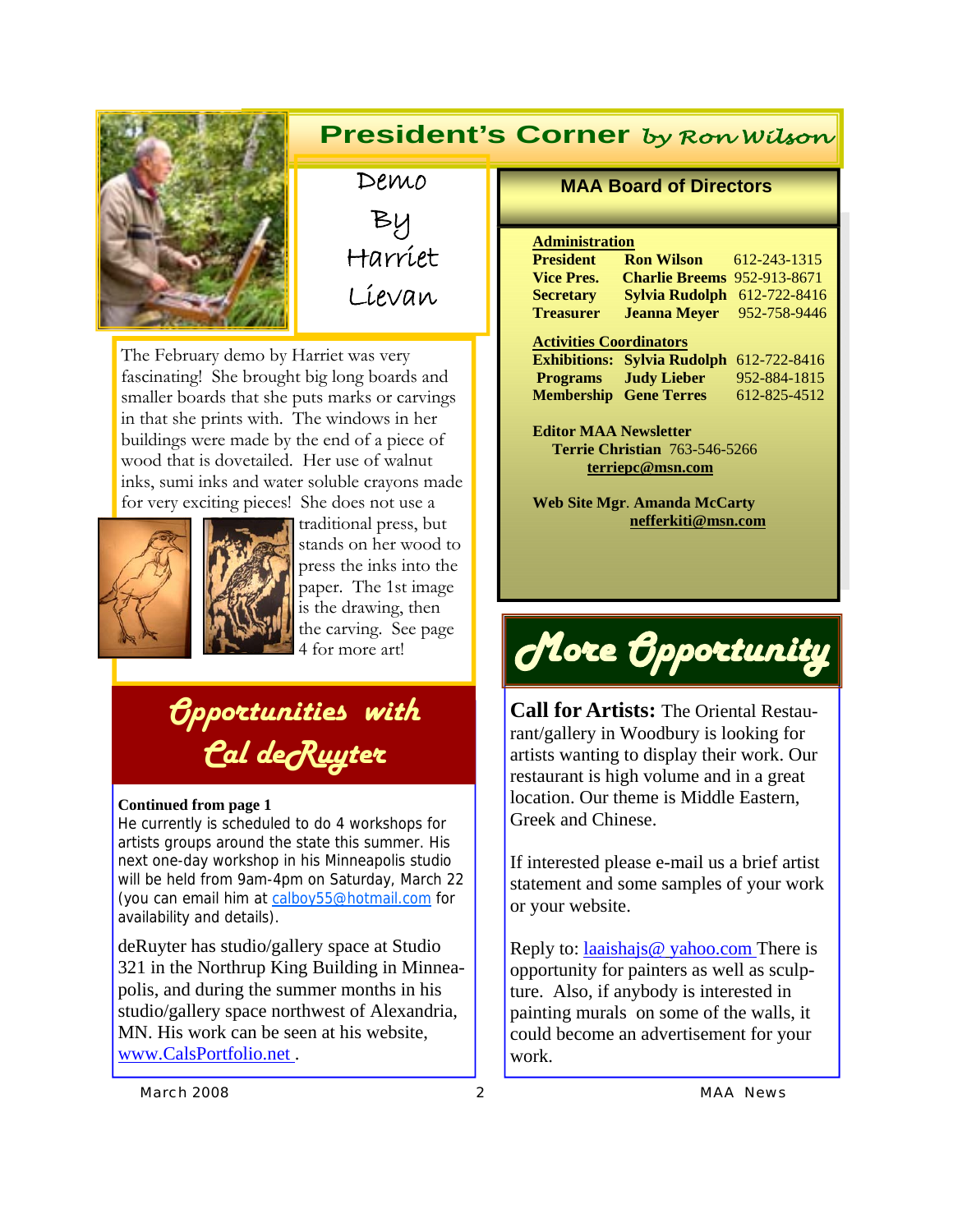## President's Corner *by Ron Wilson*

### Demo By Harriet Lievan

The February demo by Harriet was very fascinating! She brought big long boards and smaller boards that she puts marks or carvings in that she prints with. The windows in her buildings were made by the end of a piece of wood that is dovetailed. Her use of walnut inks, sumi inks and water soluble crayons made for very exciting pieces! She does not use a traditional press, but stands on her wood to press the inks into the paper. The 1st image is the drawing, then the carving. See page 4 for more art!

## Opportunities with Cal deRuyter

**Continued from page 1**

He currently is scheduled to do 4 workshops for artists groups around the state this summer. His next one-day workshop in his Minneapolis studio will be held from 9am-4pm on Saturday, March 22 (you can email him at calboy55@hotmail.com for availability and details).

deRuyter has studio/gallery space at Studio 321 in the Northrup King Building in Minneapolis, and during the summer months in his studio/gallery space northwest of Alexandria, MN. His work can be seen at his website, www.CalsPortfolio.net .

## MAA Board of Directors

**Administration**

| | | |
|---|---|---|
| **President** | **Ron Wilson** | 612-243-1315 |
| **Vice Pres.** | **Charlie Breems** | 952-913-8671 |
| **Secretary** | **Sylvia Rudolph** | 612-722-8416 |
| **Treasurer** | **Jeanna Meyer** | 952-758-9446 |

**Activities Coordinators**

| | | |
|---|---|---|
| **Exhibitions:** | **Sylvia Rudolph** | 612-722-8416 |
| **Programs** | **Judy Lieber** | 952-884-1815 |
| **Membership** | **Gene Terres** | 612-825-4512 |

**Editor MAA Newsletter**
**Terrie Christian** 763-546-5266
**terriepc@msn.com**

**Web Site Mgr. Amanda McCarty**
**nefferkiti@msn.com**

## More Opportunity

**Call for Artists:** The Oriental Restaurant/gallery in Woodbury is looking for artists wanting to display their work. Our restaurant is high volume and in a great location. Our theme is Middle Eastern, Greek and Chinese.

If interested please e-mail us a brief artist statement and some samples of your work or your website.

Reply to: laaishajs@ yahoo.com There is opportunity for painters as well as sculpture. Also, if anybody is interested in painting murals on some of the walls, it could become an advertisement for your work.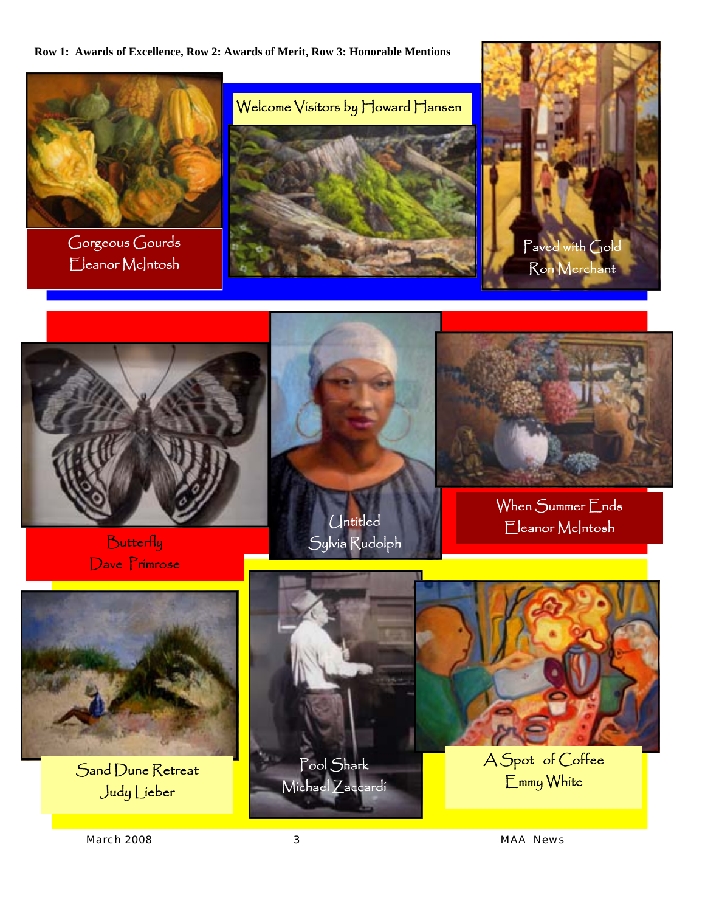**Row 1: Awards of Excellence, Row 2: Awards of Merit, Row 3: Honorable Mentions**

Gorgeous Gourds
Eleanor McIntosh

Welcome Visitors by Howard Hansen

Paved with Gold
Ron Merchant

Butterfly
Dave Primrose

Untitled
Sylvia Rudolph

When Summer Ends
Eleanor McIntosh

Sand Dune Retreat
Judy Lieber

Pool Shark
Michael Zaccardi

A Spot of Coffee
Emmy White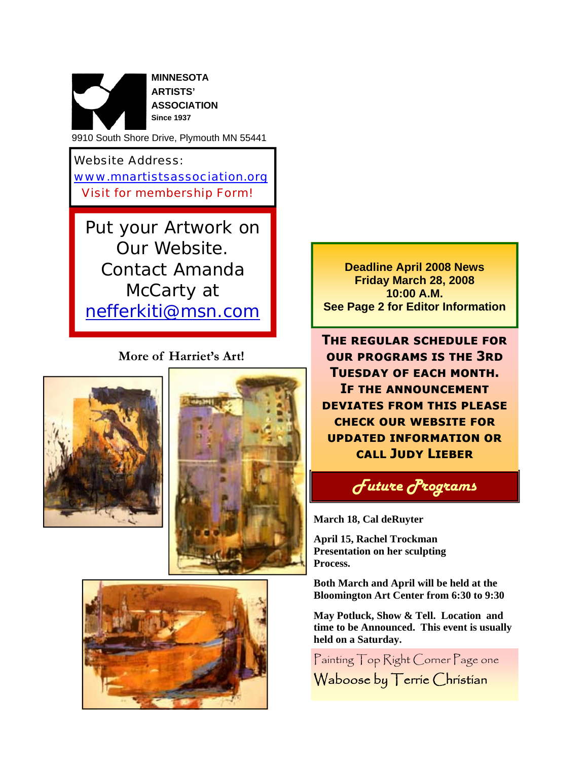**MINNESOTA ARTISTS' ASSOCIATION**
**Since 1937**

9910 South Shore Drive, Plymouth MN 55441

Website Address:
www.mnartistsassociation.org
Visit for membership Form!

Put your Artwork on Our Website. Contact Amanda McCarty at nefferkiti@msn.com

**More of Harriet's Art!**

**Deadline April 2008 News**
**Friday March 28, 2008**
**10:00 A.M.**
**See Page 2 for Editor Information**

**THE REGULAR SCHEDULE FOR OUR PROGRAMS IS THE 3RD TUESDAY OF EACH MONTH. IF THE ANNOUNCEMENT DEVIATES FROM THIS PLEASE CHECK OUR WEBSITE FOR UPDATED INFORMATION OR CALL JUDY LIEBER**

## *Future Programs*

**March 18, Cal deRuyter**

**April 15, Rachel Trockman Presentation on her sculpting Process.**

**Both March and April will be held at the Bloomington Art Center from 6:30 to 9:30**

**May Potluck, Show & Tell. Location and time to be Announced. This event is usually held on a Saturday.**

Painting Top Right Corner Page one
Waboose by Terrie Christian